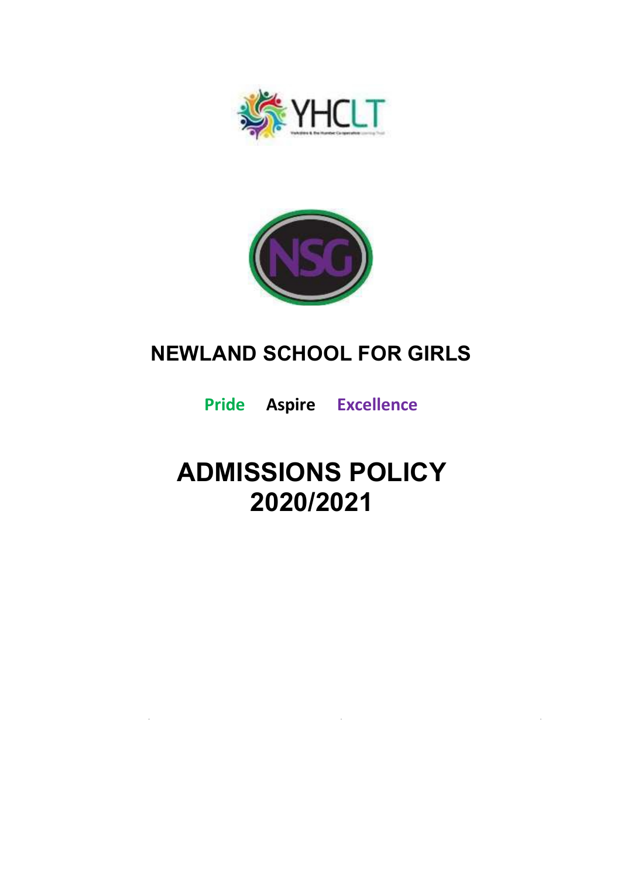# NEWLAND SCHOOL FOR GIRLS

**Pride Aspire Excellence**

# ADMISSIONS POLICY 2020/2021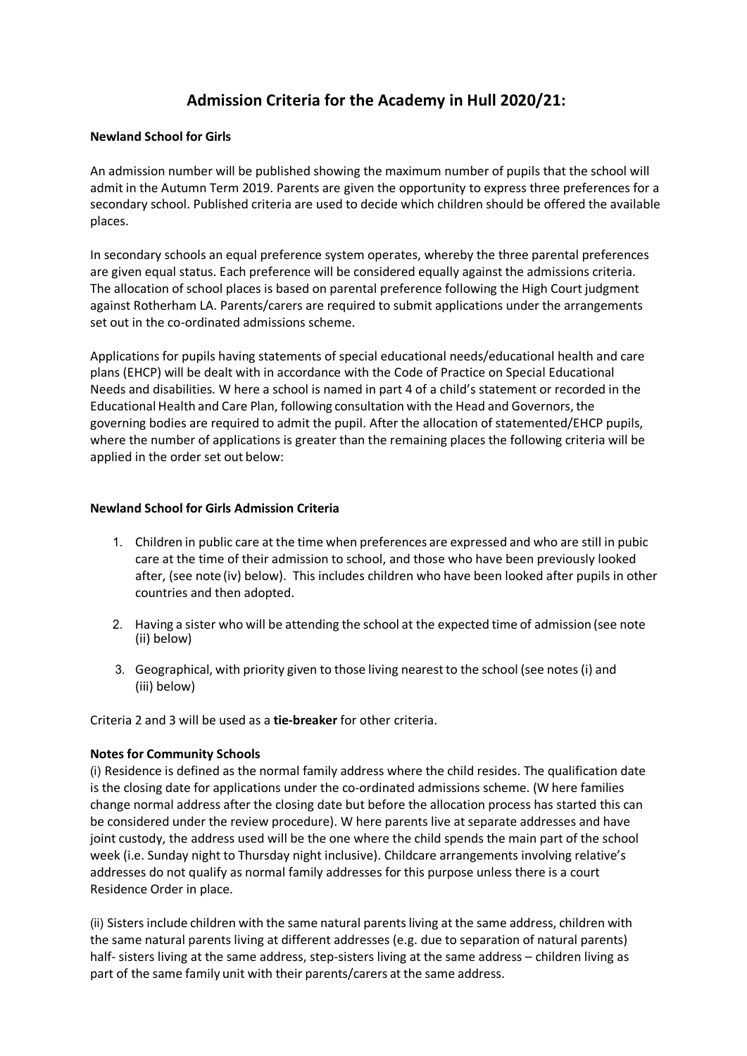# Admission Criteria for the Academy in Hull 2020/21:

**Newland School for Girls**

An admission number will be published showing the maximum number of pupils that the school will admit in the Autumn Term 2019. Parents are given the opportunity to express three preferences for a secondary school. Published criteria are used to decide which children should be offered the available places.

In secondary schools an equal preference system operates, whereby the three parental preferences are given equal status. Each preference will be considered equally against the admissions criteria. The allocation of school places is based on parental preference following the High Court judgment against Rotherham LA. Parents/carers are required to submit applications under the arrangements set out in the co-ordinated admissions scheme.

Applications for pupils having statements of special educational needs/educational health and care plans (EHCP) will be dealt with in accordance with the Code of Practice on Special Educational Needs and disabilities. W here a school is named in part 4 of a child's statement or recorded in the Educational Health and Care Plan, following consultation with the Head and Governors, the governing bodies are required to admit the pupil. After the allocation of statemented/EHCP pupils, where the number of applications is greater than the remaining places the following criteria will be applied in the order set out below:

**Newland School for Girls Admission Criteria**

1. Children in public care at the time when preferences are expressed and who are still in pubic care at the time of their admission to school, and those who have been previously looked after, (see note (iv) below). This includes children who have been looked after pupils in other countries and then adopted.
2. Having a sister who will be attending the school at the expected time of admission (see note (ii) below)
3. Geographical, with priority given to those living nearest to the school (see notes (i) and (iii) below)

Criteria 2 and 3 will be used as a **tie-breaker** for other criteria.

**Notes for Community Schools**

(i) Residence is defined as the normal family address where the child resides. The qualification date is the closing date for applications under the co-ordinated admissions scheme. (W here families change normal address after the closing date but before the allocation process has started this can be considered under the review procedure). W here parents live at separate addresses and have joint custody, the address used will be the one where the child spends the main part of the school week (i.e. Sunday night to Thursday night inclusive). Childcare arrangements involving relative's addresses do not qualify as normal family addresses for this purpose unless there is a court Residence Order in place.

(ii) Sisters include children with the same natural parents living at the same address, children with the same natural parents living at different addresses (e.g. due to separation of natural parents) half- sisters living at the same address, step-sisters living at the same address – children living as part of the same family unit with their parents/carers at the same address.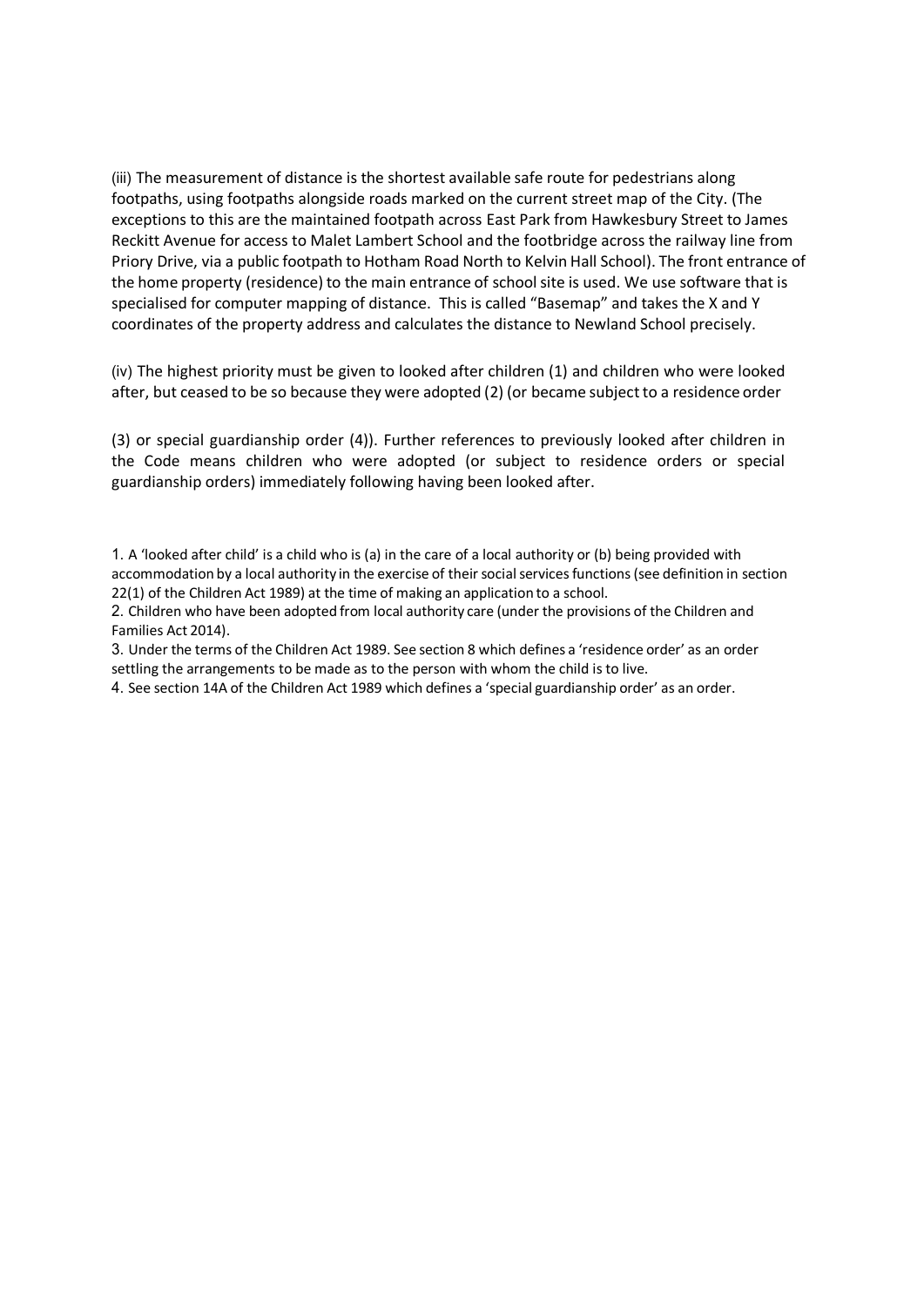(iii) The measurement of distance is the shortest available safe route for pedestrians along footpaths, using footpaths alongside roads marked on the current street map of the City. (The exceptions to this are the maintained footpath across East Park from Hawkesbury Street to James Reckitt Avenue for access to Malet Lambert School and the footbridge across the railway line from Priory Drive, via a public footpath to Hotham Road North to Kelvin Hall School). The front entrance of the home property (residence) to the main entrance of school site is used. We use software that is specialised for computer mapping of distance. This is called "Basemap" and takes the X and Y coordinates of the property address and calculates the distance to Newland School precisely.

(iv) The highest priority must be given to looked after children (1) and children who were looked after, but ceased to be so because they were adopted (2) (or became subject to a residence order

(3) or special guardianship order (4)). Further references to previously looked after children in the Code means children who were adopted (or subject to residence orders or special guardianship orders) immediately following having been looked after.

1. A 'looked after child' is a child who is (a) in the care of a local authority or (b) being provided with accommodation by a local authority in the exercise of their social services functions (see definition in section 22(1) of the Children Act 1989) at the time of making an application to a school.
2. Children who have been adopted from local authority care (under the provisions of the Children and Families Act 2014).
3. Under the terms of the Children Act 1989. See section 8 which defines a 'residence order' as an order settling the arrangements to be made as to the person with whom the child is to live.
4. See section 14A of the Children Act 1989 which defines a 'special guardianship order' as an order.